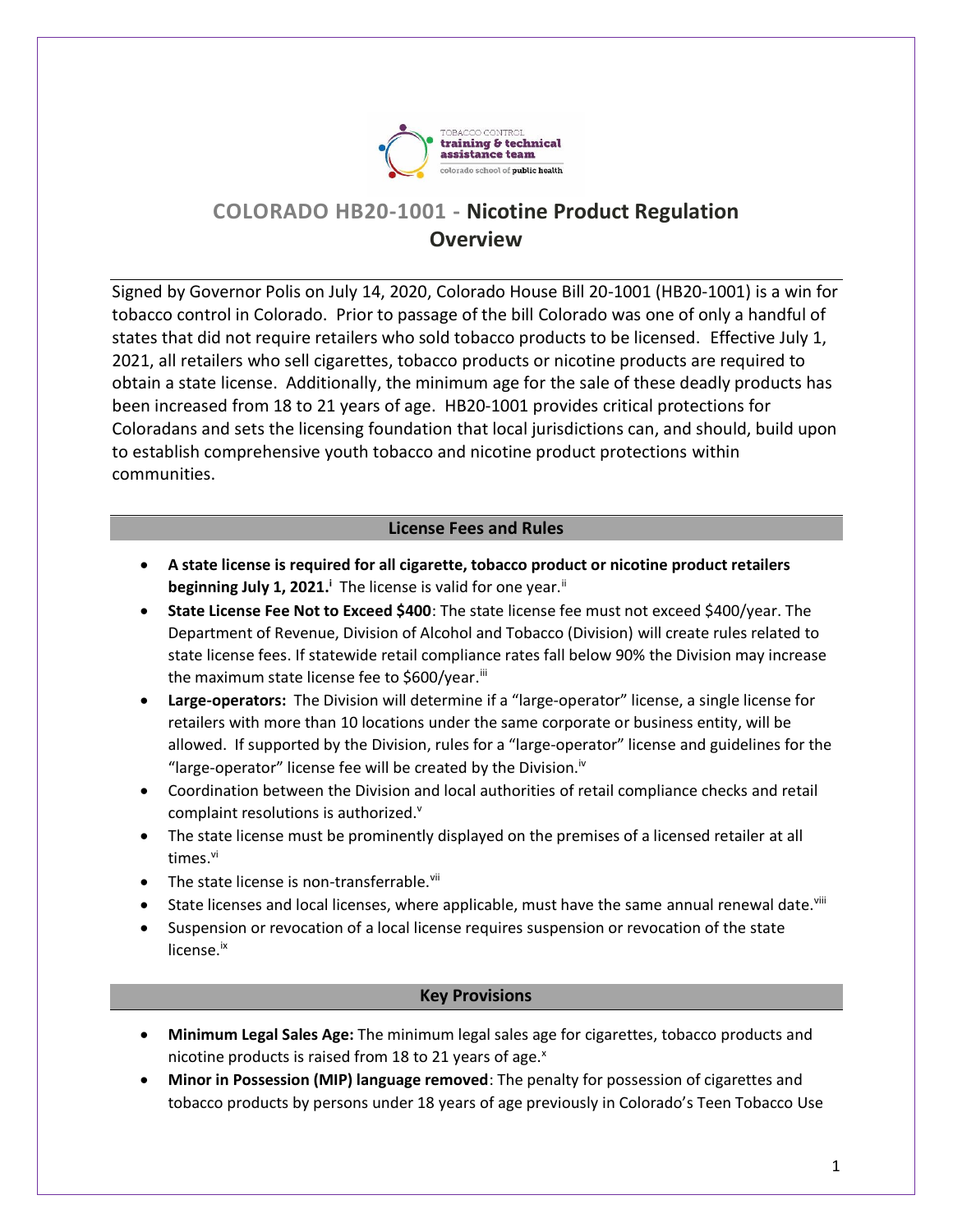# COLORADO HB20-1001 - Nicotine Product Regulation Overview

Signed by Governor Polis on July 14, 2020, Colorado House Bill 20-1001 (HB20-1001) is a win for tobacco control in Colorado. Prior to passage of the bill Colorado was one of only a handful of states that did not require retailers who sold tobacco products to be licensed. Effective July 1, 2021, all retailers who sell cigarettes, tobacco products or nicotine products are required to obtain a state license. Additionally, the minimum age for the sale of these deadly products has been increased from 18 to 21 years of age. HB20-1001 provides critical protections for Coloradans and sets the licensing foundation that local jurisdictions can, and should, build upon to establish comprehensive youth tobacco and nicotine product protections within communities.

## License Fees and Rules

- **A state license is required for all cigarette, tobacco product or nicotine product retailers beginning July 1, 2021.**[i] The license is valid for one year.[ii]
- **State License Fee Not to Exceed $400**: The state license fee must not exceed $400/year. The Department of Revenue, Division of Alcohol and Tobacco (Division) will create rules related to state license fees. If statewide retail compliance rates fall below 90% the Division may increase the maximum state license fee to $600/year.[iii]
- **Large-operators:** The Division will determine if a "large-operator" license, a single license for retailers with more than 10 locations under the same corporate or business entity, will be allowed. If supported by the Division, rules for a "large-operator" license and guidelines for the "large-operator" license fee will be created by the Division.[iv]
- Coordination between the Division and local authorities of retail compliance checks and retail complaint resolutions is authorized.[v]
- The state license must be prominently displayed on the premises of a licensed retailer at all times.[vi]
- The state license is non-transferrable.[vii]
- State licenses and local licenses, where applicable, must have the same annual renewal date.[viii]
- Suspension or revocation of a local license requires suspension or revocation of the state license.[ix]

## Key Provisions

- **Minimum Legal Sales Age:** The minimum legal sales age for cigarettes, tobacco products and nicotine products is raised from 18 to 21 years of age.[x]
- **Minor in Possession (MIP) language removed**: The penalty for possession of cigarettes and tobacco products by persons under 18 years of age previously in Colorado's Teen Tobacco Use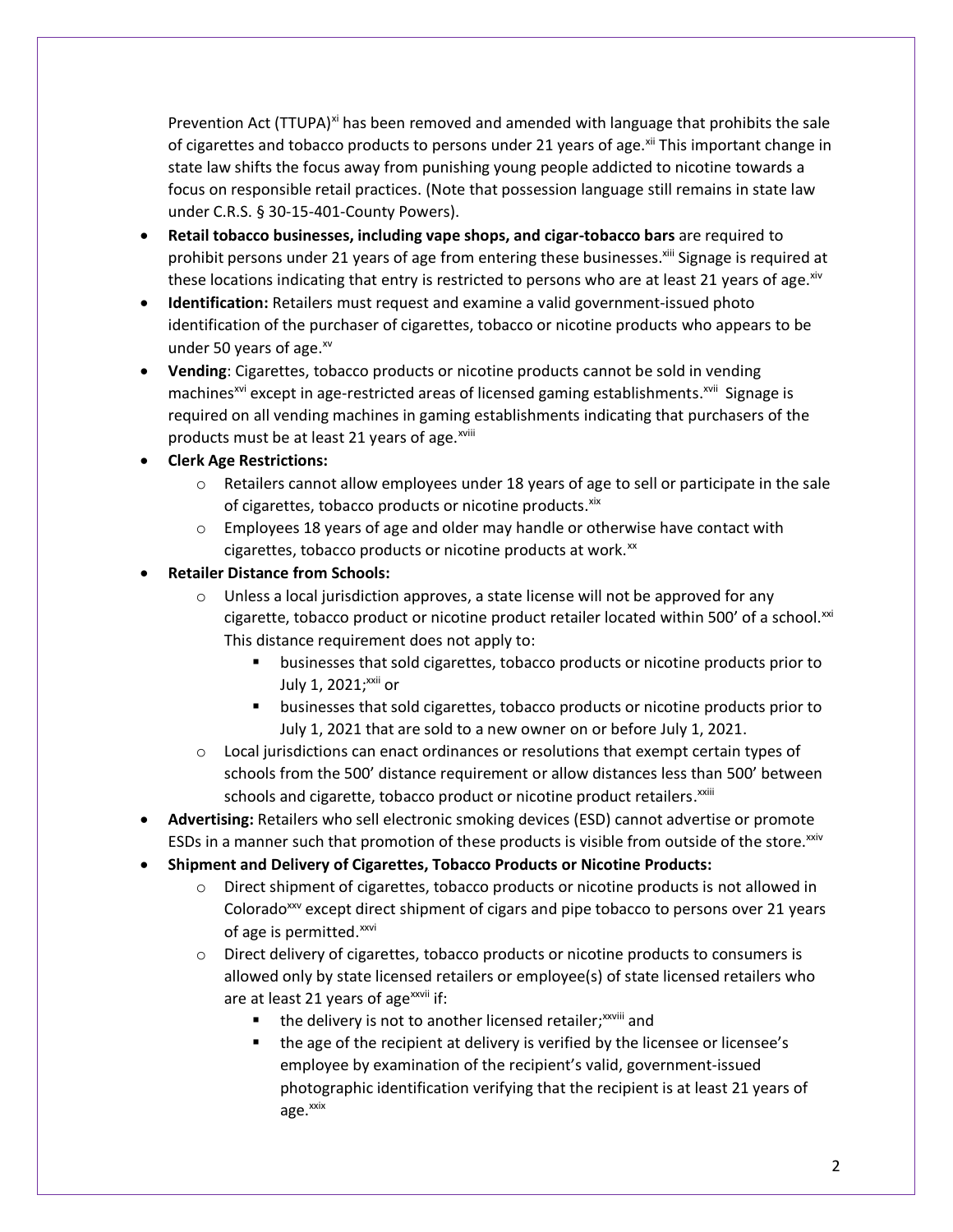Prevention Act (TTUPA)[xi] has been removed and amended with language that prohibits the sale of cigarettes and tobacco products to persons under 21 years of age.[xii] This important change in state law shifts the focus away from punishing young people addicted to nicotine towards a focus on responsible retail practices. (Note that possession language still remains in state law under C.R.S. § 30-15-401-County Powers).

- **Retail tobacco businesses, including vape shops, and cigar-tobacco bars** are required to prohibit persons under 21 years of age from entering these businesses.[xiii] Signage is required at these locations indicating that entry is restricted to persons who are at least 21 years of age.[xiv]
- **Identification:** Retailers must request and examine a valid government-issued photo identification of the purchaser of cigarettes, tobacco or nicotine products who appears to be under 50 years of age.[xv]
- **Vending**: Cigarettes, tobacco products or nicotine products cannot be sold in vending machines[xvi] except in age-restricted areas of licensed gaming establishments.[xvii] Signage is required on all vending machines in gaming establishments indicating that purchasers of the products must be at least 21 years of age.[xviii]
- **Clerk Age Restrictions:**
  - Retailers cannot allow employees under 18 years of age to sell or participate in the sale of cigarettes, tobacco products or nicotine products.[xix]
  - Employees 18 years of age and older may handle or otherwise have contact with cigarettes, tobacco products or nicotine products at work.[xx]
- **Retailer Distance from Schools:**
  - Unless a local jurisdiction approves, a state license will not be approved for any cigarette, tobacco product or nicotine product retailer located within 500' of a school.[xxi] This distance requirement does not apply to:
    - businesses that sold cigarettes, tobacco products or nicotine products prior to July 1, 2021;[xxii] or
    - businesses that sold cigarettes, tobacco products or nicotine products prior to July 1, 2021 that are sold to a new owner on or before July 1, 2021.
  - Local jurisdictions can enact ordinances or resolutions that exempt certain types of schools from the 500' distance requirement or allow distances less than 500' between schools and cigarette, tobacco product or nicotine product retailers.[xxiii]
- **Advertising:** Retailers who sell electronic smoking devices (ESD) cannot advertise or promote ESDs in a manner such that promotion of these products is visible from outside of the store.[xxiv]
- **Shipment and Delivery of Cigarettes, Tobacco Products or Nicotine Products:**
  - Direct shipment of cigarettes, tobacco products or nicotine products is not allowed in Colorado[xxv] except direct shipment of cigars and pipe tobacco to persons over 21 years of age is permitted.[xxvi]
  - Direct delivery of cigarettes, tobacco products or nicotine products to consumers is allowed only by state licensed retailers or employee(s) of state licensed retailers who are at least 21 years of age[xxvii] if:
    - the delivery is not to another licensed retailer;[xxviii] and
    - the age of the recipient at delivery is verified by the licensee or licensee's employee by examination of the recipient's valid, government-issued photographic identification verifying that the recipient is at least 21 years of age.[xxix]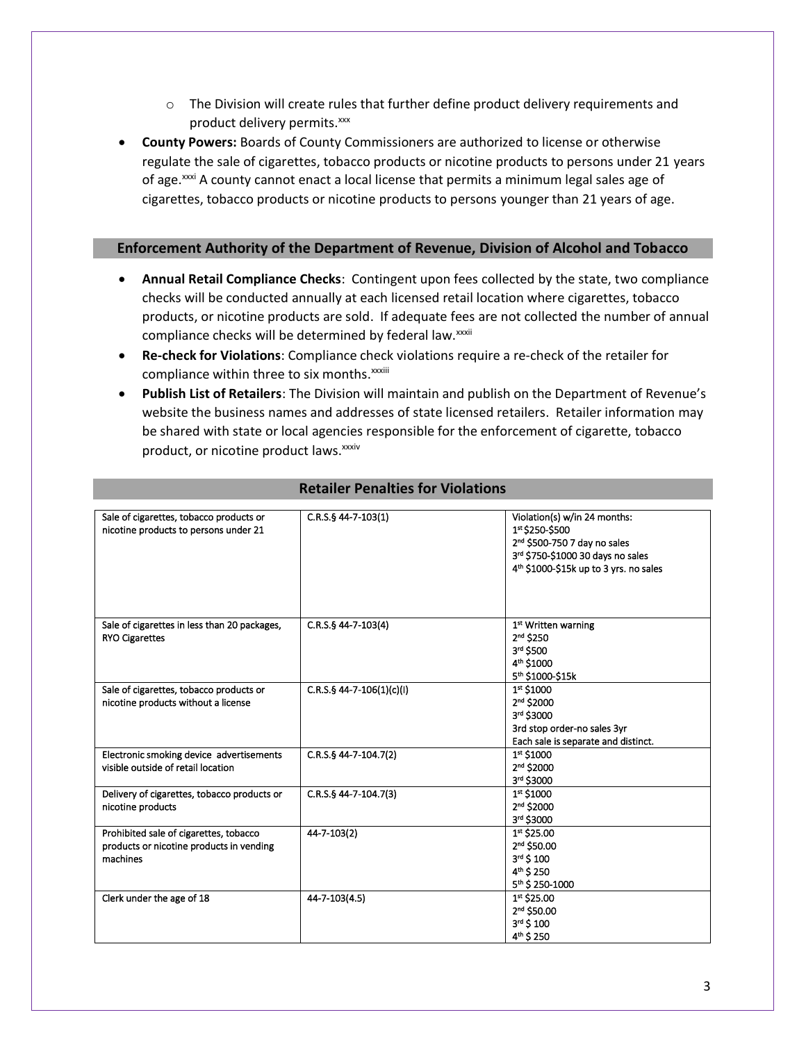- The Division will create rules that further define product delivery requirements and product delivery permits.[xxx]

- **County Powers:** Boards of County Commissioners are authorized to license or otherwise regulate the sale of cigarettes, tobacco products or nicotine products to persons under 21 years of age.[xxxi] A county cannot enact a local license that permits a minimum legal sales age of cigarettes, tobacco products or nicotine products to persons younger than 21 years of age.

## Enforcement Authority of the Department of Revenue, Division of Alcohol and Tobacco

- **Annual Retail Compliance Checks**: Contingent upon fees collected by the state, two compliance checks will be conducted annually at each licensed retail location where cigarettes, tobacco products, or nicotine products are sold. If adequate fees are not collected the number of annual compliance checks will be determined by federal law.[xxxii]
- **Re-check for Violations**: Compliance check violations require a re-check of the retailer for compliance within three to six months.[xxxiii]
- **Publish List of Retailers**: The Division will maintain and publish on the Department of Revenue's website the business names and addresses of state licensed retailers. Retailer information may be shared with state or local agencies responsible for the enforcement of cigarette, tobacco product, or nicotine product laws.[xxxiv]

## Retailer Penalties for Violations

| Violation | Statute | Penalty |
|---|---|---|
| Sale of cigarettes, tobacco products or nicotine products to persons under 21 | C.R.S.§ 44-7-103(1) | Violation(s) w/in 24 months:<br>1st $250-$500<br>2nd $500-750 7 day no sales<br>3rd $750-$1000 30 days no sales<br>4th $1000-$15k up to 3 yrs. no sales |
| Sale of cigarettes in less than 20 packages, RYO Cigarettes | C.R.S.§ 44-7-103(4) | 1st Written warning<br>2nd $250<br>3rd $500<br>4th $1000<br>5th $1000-$15k |
| Sale of cigarettes, tobacco products or nicotine products without a license | C.R.S.§ 44-7-106(1)(c)(I) | 1st $1000<br>2nd $2000<br>3rd $3000<br>3rd stop order-no sales 3yr<br>Each sale is separate and distinct. |
| Electronic smoking device advertisements visible outside of retail location | C.R.S.§ 44-7-104.7(2) | 1st $1000<br>2nd $2000<br>3rd $3000 |
| Delivery of cigarettes, tobacco products or nicotine products | C.R.S.§ 44-7-104.7(3) | 1st $1000<br>2nd $2000<br>3rd $3000 |
| Prohibited sale of cigarettes, tobacco products or nicotine products in vending machines | 44-7-103(2) | 1st $25.00<br>2nd $50.00<br>3rd $ 100<br>4th $ 250<br>5th $ 250-1000 |
| Clerk under the age of 18 | 44-7-103(4.5) | 1st $25.00<br>2nd $50.00<br>3rd $ 100<br>4th $ 250 |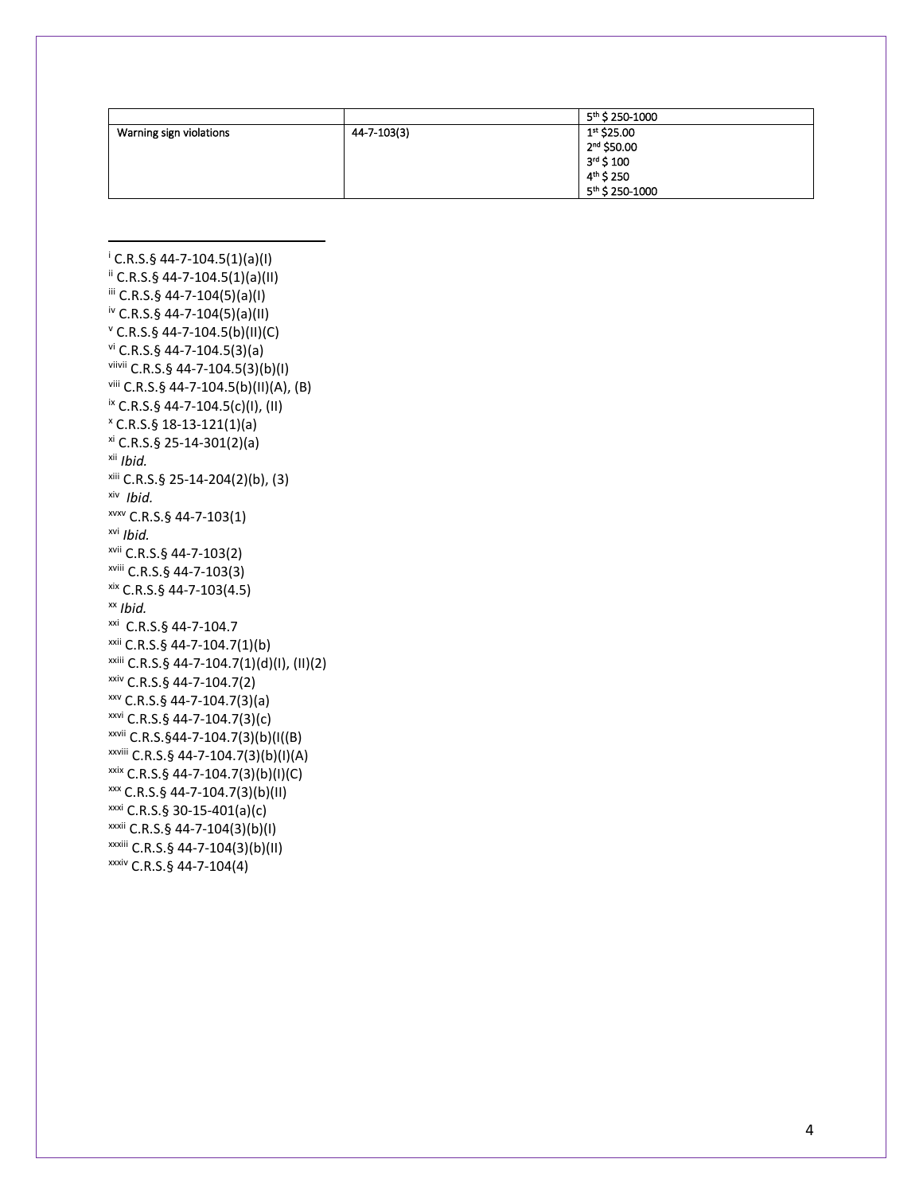| | | |
|---|---|---|
| | | 5th $ 250-1000 |
| Warning sign violations | 44-7-103(3) | 1st $25.00<br>2nd $50.00<br>3rd $ 100<br>4th $ 250<br>5th $ 250-1000 |

---

[i] C.R.S.§ 44-7-104.5(1)(a)(I)
[ii] C.R.S.§ 44-7-104.5(1)(a)(II)
[iii] C.R.S.§ 44-7-104(5)(a)(I)
[iv] C.R.S.§ 44-7-104(5)(a)(II)
[v] C.R.S.§ 44-7-104.5(b)(II)(C)
[vi] C.R.S.§ 44-7-104.5(3)(a)
[viivii] C.R.S.§ 44-7-104.5(3)(b)(I)
[viii] C.R.S.§ 44-7-104.5(b)(II)(A), (B)
[ix] C.R.S.§ 44-7-104.5(c)(I), (II)
[x] C.R.S.§ 18-13-121(1)(a)
[xi] C.R.S.§ 25-14-301(2)(a)
[xii] *Ibid.*
[xiii] C.R.S.§ 25-14-204(2)(b), (3)
[xiv] *Ibid.*
[xvxv] C.R.S.§ 44-7-103(1)
[xvi] *Ibid.*
[xvii] C.R.S.§ 44-7-103(2)
[xviii] C.R.S.§ 44-7-103(3)
[xix] C.R.S.§ 44-7-103(4.5)
[xx] *Ibid.*
[xxi] C.R.S.§ 44-7-104.7
[xxii] C.R.S.§ 44-7-104.7(1)(b)
[xxiii] C.R.S.§ 44-7-104.7(1)(d)(I), (II)(2)
[xxiv] C.R.S.§ 44-7-104.7(2)
[xxv] C.R.S.§ 44-7-104.7(3)(a)
[xxvi] C.R.S.§ 44-7-104.7(3)(c)
[xxvii] C.R.S.§44-7-104.7(3)(b)(I((B)
[xxviii] C.R.S.§ 44-7-104.7(3)(b)(I)(A)
[xxix] C.R.S.§ 44-7-104.7(3)(b)(I)(C)
[xxx] C.R.S.§ 44-7-104.7(3)(b)(II)
[xxxi] C.R.S.§ 30-15-401(a)(c)
[xxxii] C.R.S.§ 44-7-104(3)(b)(I)
[xxxiii] C.R.S.§ 44-7-104(3)(b)(II)
[xxxiv] C.R.S.§ 44-7-104(4)